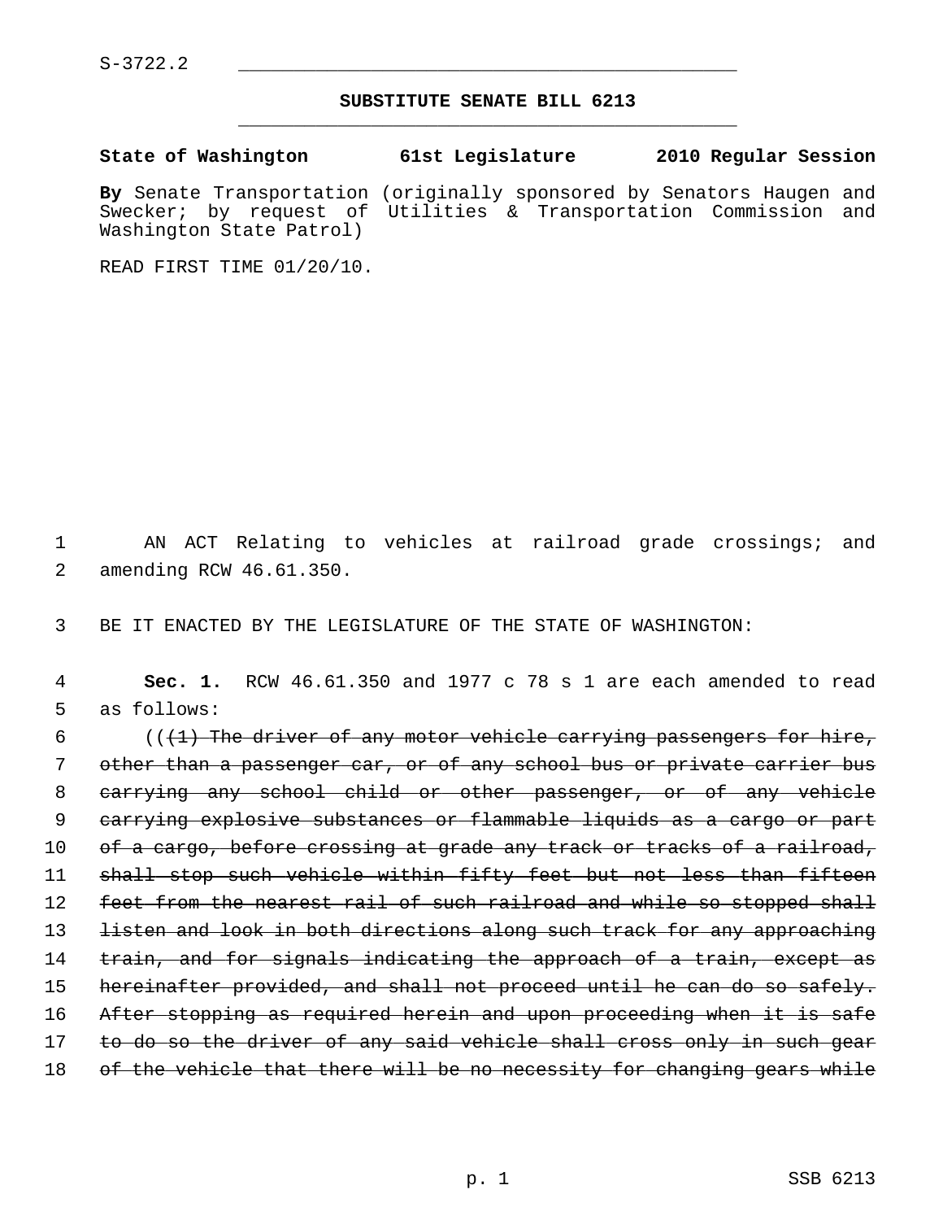S-3722.2

## SUBSTITUTE SENATE BILL 6213

**State of Washington 61st Legislature 2010 Regular Session**

**By** Senate Transportation (originally sponsored by Senators Haugen and Swecker; by request of Utilities & Transportation Commission and Washington State Patrol)

READ FIRST TIME 01/20/10.

1 AN ACT Relating to vehicles at railroad grade crossings; and
2 amending RCW 46.61.350.

3 BE IT ENACTED BY THE LEGISLATURE OF THE STATE OF WASHINGTON:

4 **Sec. 1.** RCW 46.61.350 and 1977 c 78 s 1 are each amended to read
5 as follows:

6 ((~~(1) The driver of any motor vehicle carrying passengers for hire,~~
7 ~~other than a passenger car, or of any school bus or private carrier bus~~
8 ~~carrying any school child or other passenger, or of any vehicle~~
9 ~~carrying explosive substances or flammable liquids as a cargo or part~~
10 ~~of a cargo, before crossing at grade any track or tracks of a railroad,~~
11 ~~shall stop such vehicle within fifty feet but not less than fifteen~~
12 ~~feet from the nearest rail of such railroad and while so stopped shall~~
13 ~~listen and look in both directions along such track for any approaching~~
14 ~~train, and for signals indicating the approach of a train, except as~~
15 ~~hereinafter provided, and shall not proceed until he can do so safely.~~
16 ~~After stopping as required herein and upon proceeding when it is safe~~
17 ~~to do so the driver of any said vehicle shall cross only in such gear~~
18 ~~of the vehicle that there will be no necessity for changing gears while~~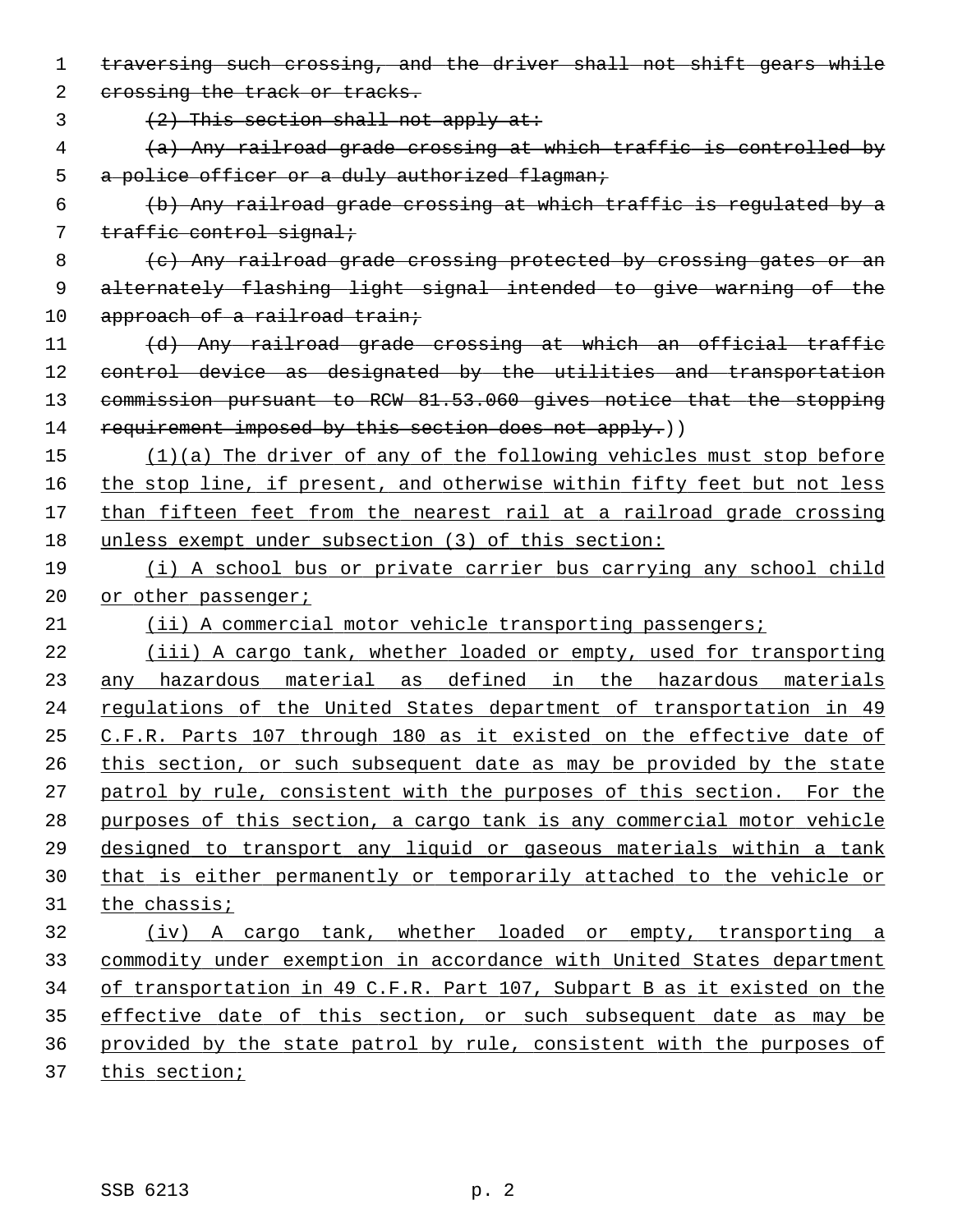~~traversing such crossing, and the driver shall not shift gears while crossing the track or tracks.~~

~~(2) This section shall not apply at:~~

~~(a) Any railroad grade crossing at which traffic is controlled by a police officer or a duly authorized flagman;~~

~~(b) Any railroad grade crossing at which traffic is regulated by a traffic control signal;~~

~~(c) Any railroad grade crossing protected by crossing gates or an alternately flashing light signal intended to give warning of the approach of a railroad train;~~

~~(d) Any railroad grade crossing at which an official traffic control device as designated by the utilities and transportation commission pursuant to RCW 81.53.060 gives notice that the stopping requirement imposed by this section does not apply.~~))

<u>(1)(a) The driver of any of the following vehicles must stop before the stop line, if present, and otherwise within fifty feet but not less than fifteen feet from the nearest rail at a railroad grade crossing unless exempt under subsection (3) of this section:</u>

<u>(i) A school bus or private carrier bus carrying any school child or other passenger;</u>

<u>(ii) A commercial motor vehicle transporting passengers;</u>

<u>(iii) A cargo tank, whether loaded or empty, used for transporting any hazardous material as defined in the hazardous materials regulations of the United States department of transportation in 49 C.F.R. Parts 107 through 180 as it existed on the effective date of this section, or such subsequent date as may be provided by the state patrol by rule, consistent with the purposes of this section. For the purposes of this section, a cargo tank is any commercial motor vehicle designed to transport any liquid or gaseous materials within a tank that is either permanently or temporarily attached to the vehicle or the chassis;</u>

<u>(iv) A cargo tank, whether loaded or empty, transporting a commodity under exemption in accordance with United States department of transportation in 49 C.F.R. Part 107, Subpart B as it existed on the effective date of this section, or such subsequent date as may be provided by the state patrol by rule, consistent with the purposes of this section;</u>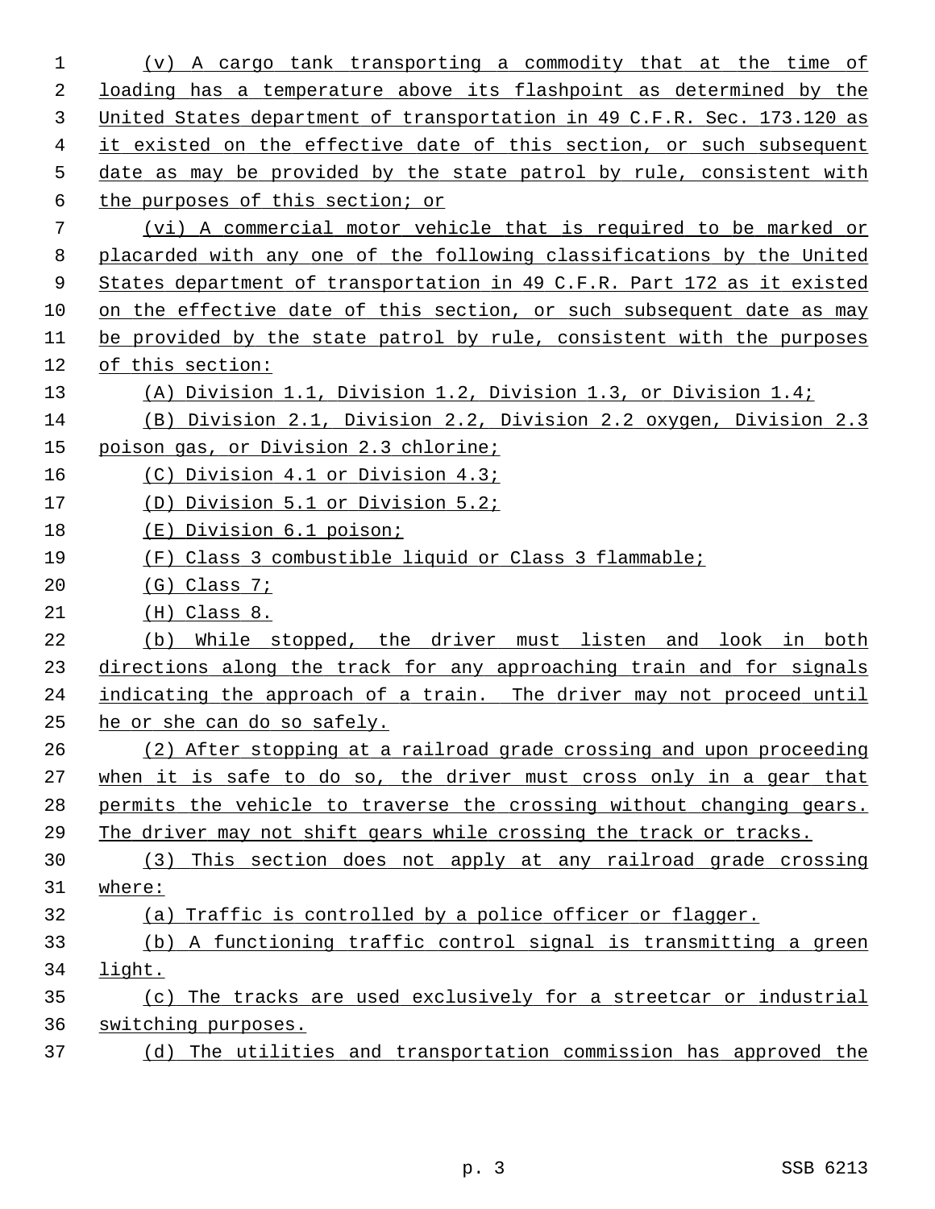(v) A cargo tank transporting a commodity that at the time of loading has a temperature above its flashpoint as determined by the United States department of transportation in 49 C.F.R. Sec. 173.120 as it existed on the effective date of this section, or such subsequent date as may be provided by the state patrol by rule, consistent with the purposes of this section; or

(vi) A commercial motor vehicle that is required to be marked or placarded with any one of the following classifications by the United States department of transportation in 49 C.F.R. Part 172 as it existed on the effective date of this section, or such subsequent date as may be provided by the state patrol by rule, consistent with the purposes of this section:

(A) Division 1.1, Division 1.2, Division 1.3, or Division 1.4;

(B) Division 2.1, Division 2.2, Division 2.2 oxygen, Division 2.3 poison gas, or Division 2.3 chlorine;

(C) Division 4.1 or Division 4.3;

(D) Division 5.1 or Division 5.2;

(E) Division 6.1 poison;

(F) Class 3 combustible liquid or Class 3 flammable;

(G) Class 7;

(H) Class 8.

(b) While stopped, the driver must listen and look in both directions along the track for any approaching train and for signals indicating the approach of a train. The driver may not proceed until he or she can do so safely.

(2) After stopping at a railroad grade crossing and upon proceeding when it is safe to do so, the driver must cross only in a gear that permits the vehicle to traverse the crossing without changing gears. The driver may not shift gears while crossing the track or tracks.

(3) This section does not apply at any railroad grade crossing where:

(a) Traffic is controlled by a police officer or flagger.

(b) A functioning traffic control signal is transmitting a green light.

(c) The tracks are used exclusively for a streetcar or industrial switching purposes.

(d) The utilities and transportation commission has approved the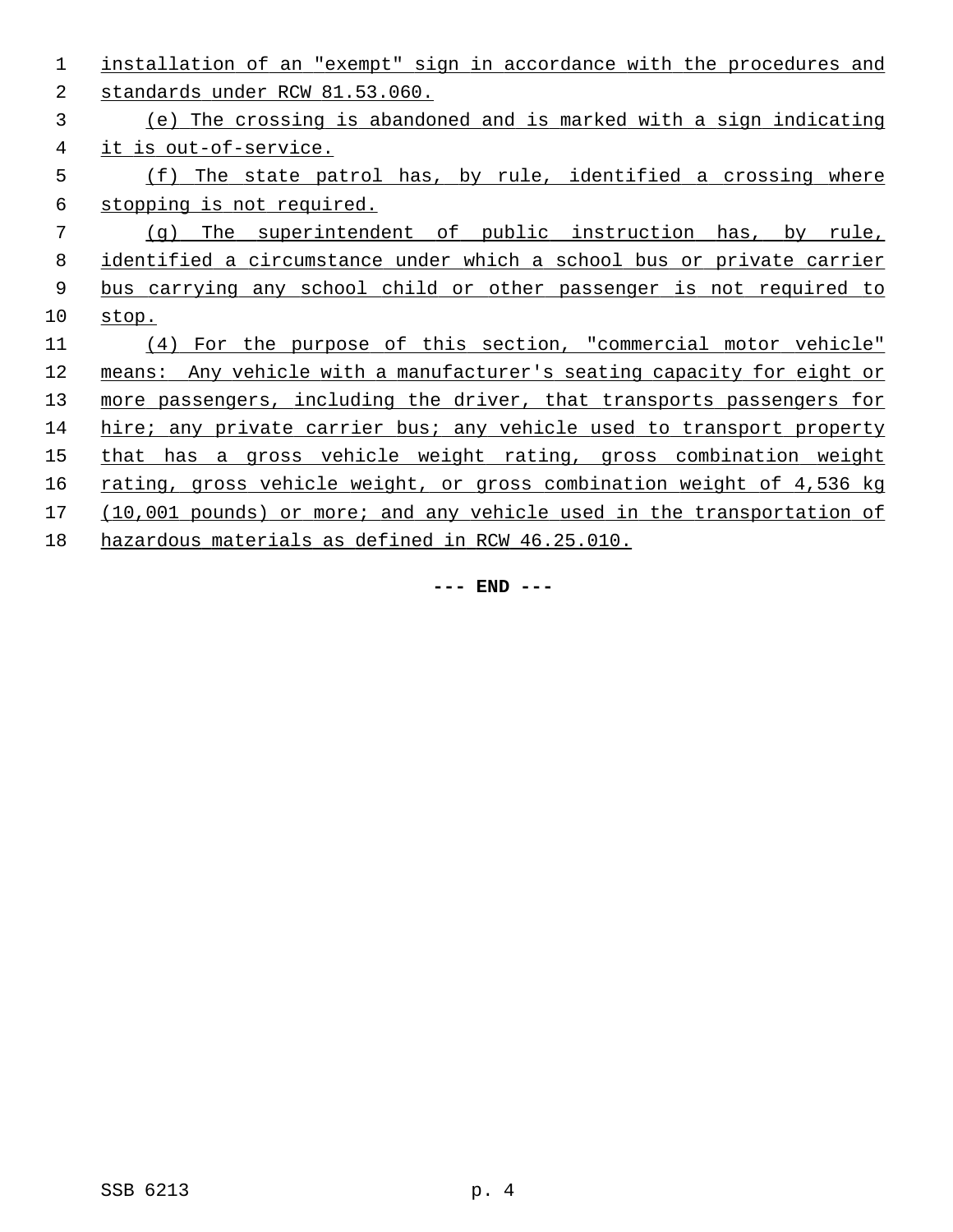installation of an "exempt" sign in accordance with the procedures and standards under RCW 81.53.060.

(e) The crossing is abandoned and is marked with a sign indicating it is out-of-service.

(f) The state patrol has, by rule, identified a crossing where stopping is not required.

(g) The superintendent of public instruction has, by rule, identified a circumstance under which a school bus or private carrier bus carrying any school child or other passenger is not required to stop.

(4) For the purpose of this section, "commercial motor vehicle" means: Any vehicle with a manufacturer's seating capacity for eight or more passengers, including the driver, that transports passengers for hire; any private carrier bus; any vehicle used to transport property that has a gross vehicle weight rating, gross combination weight rating, gross vehicle weight, or gross combination weight of 4,536 kg (10,001 pounds) or more; and any vehicle used in the transportation of hazardous materials as defined in RCW 46.25.010.

**--- END ---**